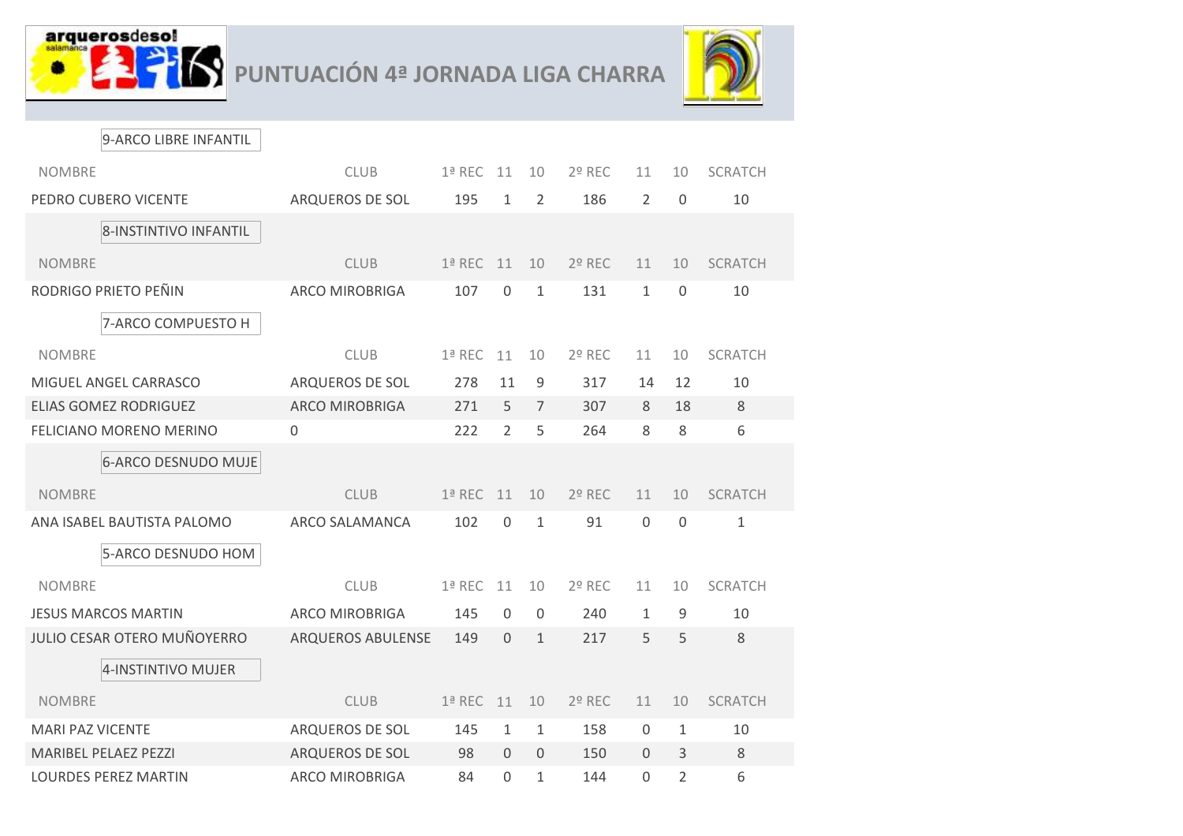# PUNTUACIÓN 4ª JORNADA LIGA CHARRA

### 9-ARCO LIBRE INFANTIL

| NOMBRE | CLUB | 1ª REC | 11 | 10 | 2º REC | 11 | 10 | SCRATCH |
|---|---|---|---|---|---|---|---|---|
| PEDRO CUBERO VICENTE | ARQUEROS DE SOL | 195 | 1 | 2 | 186 | 2 | 0 | 10 |

### 8-INSTINTIVO INFANTIL

| NOMBRE | CLUB | 1ª REC | 11 | 10 | 2º REC | 11 | 10 | SCRATCH |
|---|---|---|---|---|---|---|---|---|
| RODRIGO PRIETO PEÑIN | ARCO MIROBRIGA | 107 | 0 | 1 | 131 | 1 | 0 | 10 |

### 7-ARCO COMPUESTO H

| NOMBRE | CLUB | 1ª REC | 11 | 10 | 2º REC | 11 | 10 | SCRATCH |
|---|---|---|---|---|---|---|---|---|
| MIGUEL ANGEL CARRASCO | ARQUEROS DE SOL | 278 | 11 | 9 | 317 | 14 | 12 | 10 |
| ELIAS GOMEZ RODRIGUEZ | ARCO MIROBRIGA | 271 | 5 | 7 | 307 | 8 | 18 | 8 |
| FELICIANO MORENO MERINO | 0 | 222 | 2 | 5 | 264 | 8 | 8 | 6 |

### 6-ARCO DESNUDO MUJE

| NOMBRE | CLUB | 1ª REC | 11 | 10 | 2º REC | 11 | 10 | SCRATCH |
|---|---|---|---|---|---|---|---|---|
| ANA ISABEL BAUTISTA PALOMO | ARCO SALAMANCA | 102 | 0 | 1 | 91 | 0 | 0 | 1 |

### 5-ARCO DESNUDO HOM

| NOMBRE | CLUB | 1ª REC | 11 | 10 | 2º REC | 11 | 10 | SCRATCH |
|---|---|---|---|---|---|---|---|---|
| JESUS MARCOS MARTIN | ARCO MIROBRIGA | 145 | 0 | 0 | 240 | 1 | 9 | 10 |
| JULIO CESAR OTERO MUÑOYERRO | ARQUEROS ABULENSE | 149 | 0 | 1 | 217 | 5 | 5 | 8 |

### 4-INSTINTIVO MUJER

| NOMBRE | CLUB | 1ª REC | 11 | 10 | 2º REC | 11 | 10 | SCRATCH |
|---|---|---|---|---|---|---|---|---|
| MARI PAZ VICENTE | ARQUEROS DE SOL | 145 | 1 | 1 | 158 | 0 | 1 | 10 |
| MARIBEL PELAEZ PEZZI | ARQUEROS DE SOL | 98 | 0 | 0 | 150 | 0 | 3 | 8 |
| LOURDES PEREZ MARTIN | ARCO MIROBRIGA | 84 | 0 | 1 | 144 | 0 | 2 | 6 |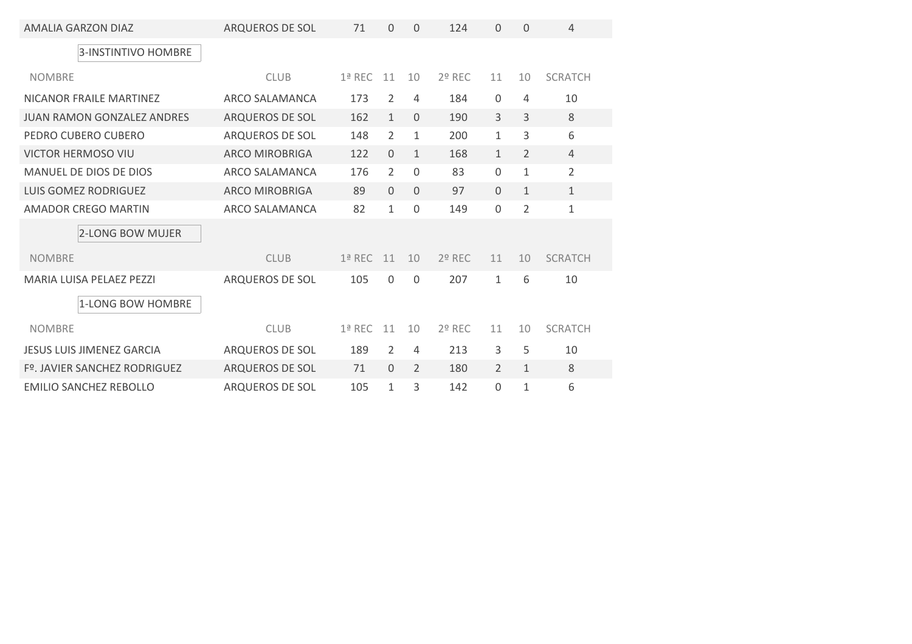| | | | | | | | | |
|---|---|---|---|---|---|---|---|---|
| AMALIA GARZON DIAZ | ARQUEROS DE SOL | 71 | 0 | 0 | 124 | 0 | 0 | 4 |

### 3-INSTINTIVO HOMBRE

| NOMBRE | CLUB | 1ª REC | 11 | 10 | 2º REC | 11 | 10 | SCRATCH |
|---|---|---|---|---|---|---|---|---|
| NICANOR FRAILE MARTINEZ | ARCO SALAMANCA | 173 | 2 | 4 | 184 | 0 | 4 | 10 |
| JUAN RAMON GONZALEZ ANDRES | ARQUEROS DE SOL | 162 | 1 | 0 | 190 | 3 | 3 | 8 |
| PEDRO CUBERO CUBERO | ARQUEROS DE SOL | 148 | 2 | 1 | 200 | 1 | 3 | 6 |
| VICTOR HERMOSO VIU | ARCO MIROBRIGA | 122 | 0 | 1 | 168 | 1 | 2 | 4 |
| MANUEL DE DIOS DE DIOS | ARCO SALAMANCA | 176 | 2 | 0 | 83 | 0 | 1 | 2 |
| LUIS GOMEZ RODRIGUEZ | ARCO MIROBRIGA | 89 | 0 | 0 | 97 | 0 | 1 | 1 |
| AMADOR CREGO MARTIN | ARCO SALAMANCA | 82 | 1 | 0 | 149 | 0 | 2 | 1 |

### 2-LONG BOW MUJER

| NOMBRE | CLUB | 1ª REC | 11 | 10 | 2º REC | 11 | 10 | SCRATCH |
|---|---|---|---|---|---|---|---|---|
| MARIA LUISA PELAEZ PEZZI | ARQUEROS DE SOL | 105 | 0 | 0 | 207 | 1 | 6 | 10 |

### 1-LONG BOW HOMBRE

| NOMBRE | CLUB | 1ª REC | 11 | 10 | 2º REC | 11 | 10 | SCRATCH |
|---|---|---|---|---|---|---|---|---|
| JESUS LUIS JIMENEZ GARCIA | ARQUEROS DE SOL | 189 | 2 | 4 | 213 | 3 | 5 | 10 |
| Fº. JAVIER SANCHEZ RODRIGUEZ | ARQUEROS DE SOL | 71 | 0 | 2 | 180 | 2 | 1 | 8 |
| EMILIO SANCHEZ REBOLLO | ARQUEROS DE SOL | 105 | 1 | 3 | 142 | 0 | 1 | 6 |